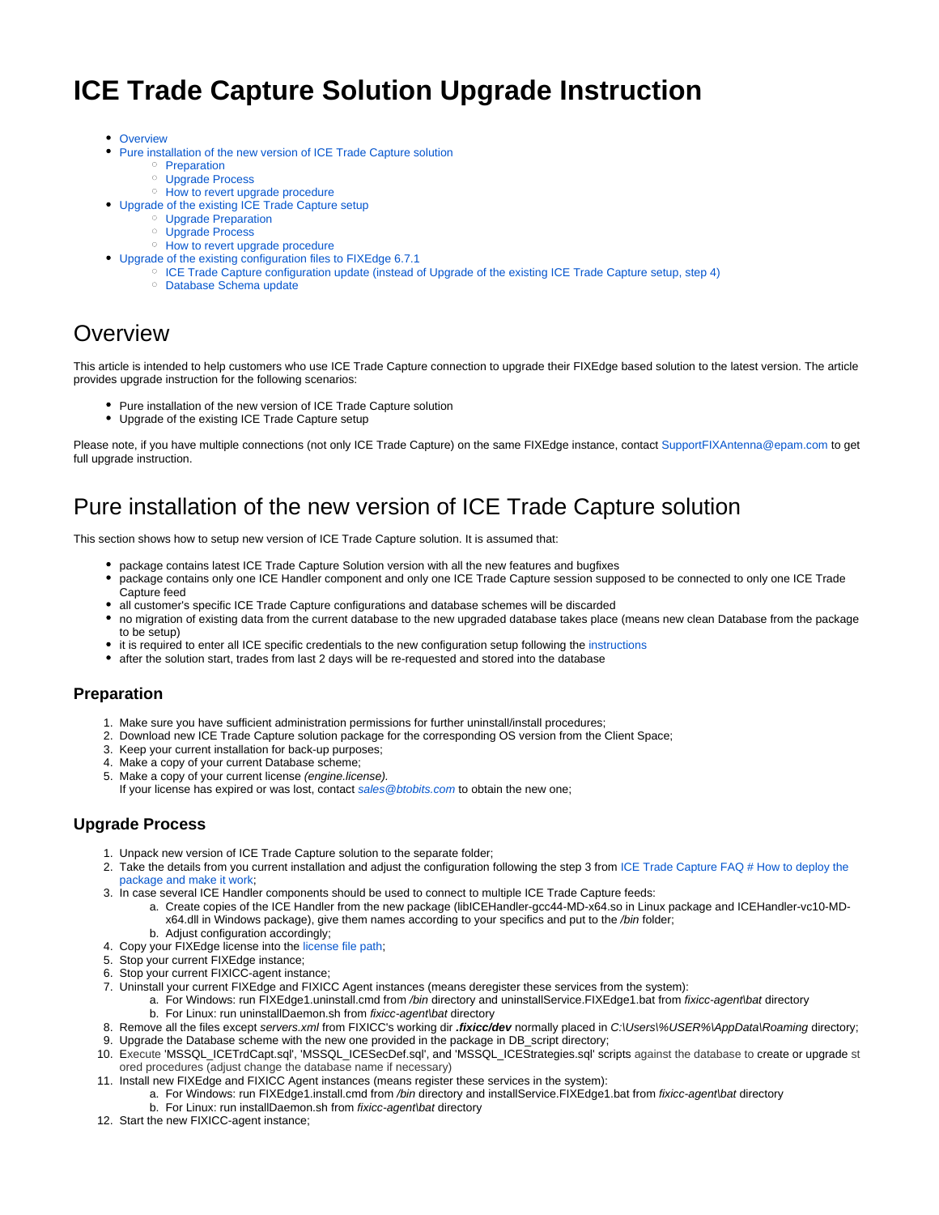# ICE Trade Capture Solution Upgrade Instruction

- Overview
- Pure installation of the new version of ICE Trade Capture solution
  - Preparation
  - Upgrade Process
  - How to revert upgrade procedure
- Upgrade of the existing ICE Trade Capture setup
  - Upgrade Preparation
  - Upgrade Process
  - How to revert upgrade procedure
- Upgrade of the existing configuration files to FIXEdge 6.7.1
  - ICE Trade Capture configuration update (instead of Upgrade of the existing ICE Trade Capture setup, step 4)
  - Database Schema update

## Overview

This article is intended to help customers who use ICE Trade Capture connection to upgrade their FIXEdge based solution to the latest version. The article provides upgrade instruction for the following scenarios:

- Pure installation of the new version of ICE Trade Capture solution
- Upgrade of the existing ICE Trade Capture setup

Please note, if you have multiple connections (not only ICE Trade Capture) on the same FIXEdge instance, contact SupportFIXAntenna@epam.com to get full upgrade instruction.

## Pure installation of the new version of ICE Trade Capture solution

This section shows how to setup new version of ICE Trade Capture solution. It is assumed that:

- package contains latest ICE Trade Capture Solution version with all the new features and bugfixes
- package contains only one ICE Handler component and only one ICE Trade Capture session supposed to be connected to only one ICE Trade Capture feed
- all customer's specific ICE Trade Capture configurations and database schemes will be discarded
- no migration of existing data from the current database to the new upgraded database takes place (means new clean Database from the package to be setup)
- it is required to enter all ICE specific credentials to the new configuration setup following the instructions
- after the solution start, trades from last 2 days will be re-requested and stored into the database

### Preparation

1. Make sure you have sufficient administration permissions for further uninstall/install procedures;
2. Download new ICE Trade Capture solution package for the corresponding OS version from the Client Space;
3. Keep your current installation for back-up purposes;
4. Make a copy of your current Database scheme;
5. Make a copy of your current license *(engine.license).*
   If your license has expired or was lost, contact *sales@btobits.com* to obtain the new one;

### Upgrade Process

1. Unpack new version of ICE Trade Capture solution to the separate folder;
2. Take the details from you current installation and adjust the configuration following the step 3 from ICE Trade Capture FAQ # How to deploy the package and make it work;
3. In case several ICE Handler components should be used to connect to multiple ICE Trade Capture feeds:
   a. Create copies of the ICE Handler from the new package (libICEHandler-gcc44-MD-x64.so in Linux package and ICEHandler-vc10-MD-x64.dll in Windows package), give them names according to your specifics and put to the */bin* folder;
   b. Adjust configuration accordingly;
4. Copy your FIXEdge license into the license file path;
5. Stop your current FIXEdge instance;
6. Stop your current FIXICC-agent instance;
7. Uninstall your current FIXEdge and FIXICC Agent instances (means deregister these services from the system):
   a. For Windows: run FIXEdge1.uninstall.cmd from */bin* directory and uninstallService.FIXEdge1.bat from *fixicc-agent\bat* directory
   b. For Linux: run uninstallDaemon.sh from *fixicc-agent\bat* directory
8. Remove all the files except *servers.xml* from FIXICC's working dir ***.fixicc/dev*** normally placed in *C:\Users\%USER%\AppData\Roaming* directory;
9. Upgrade the Database scheme with the new one provided in the package in DB_script directory;
10. Execute 'MSSQL_ICETrdCapt.sql', 'MSSQL_ICESecDef.sql', and 'MSSQL_ICEStrategies.sql' scripts against the database to create or upgrade stored procedures (adjust change the database name if necessary)
11. Install new FIXEdge and FIXICC Agent instances (means register these services in the system):
    a. For Windows: run FIXEdge1.install.cmd from */bin* directory and installService.FIXEdge1.bat from *fixicc-agent\bat* directory
    b. For Linux: run installDaemon.sh from *fixicc-agent\bat* directory
12. Start the new FIXICC-agent instance;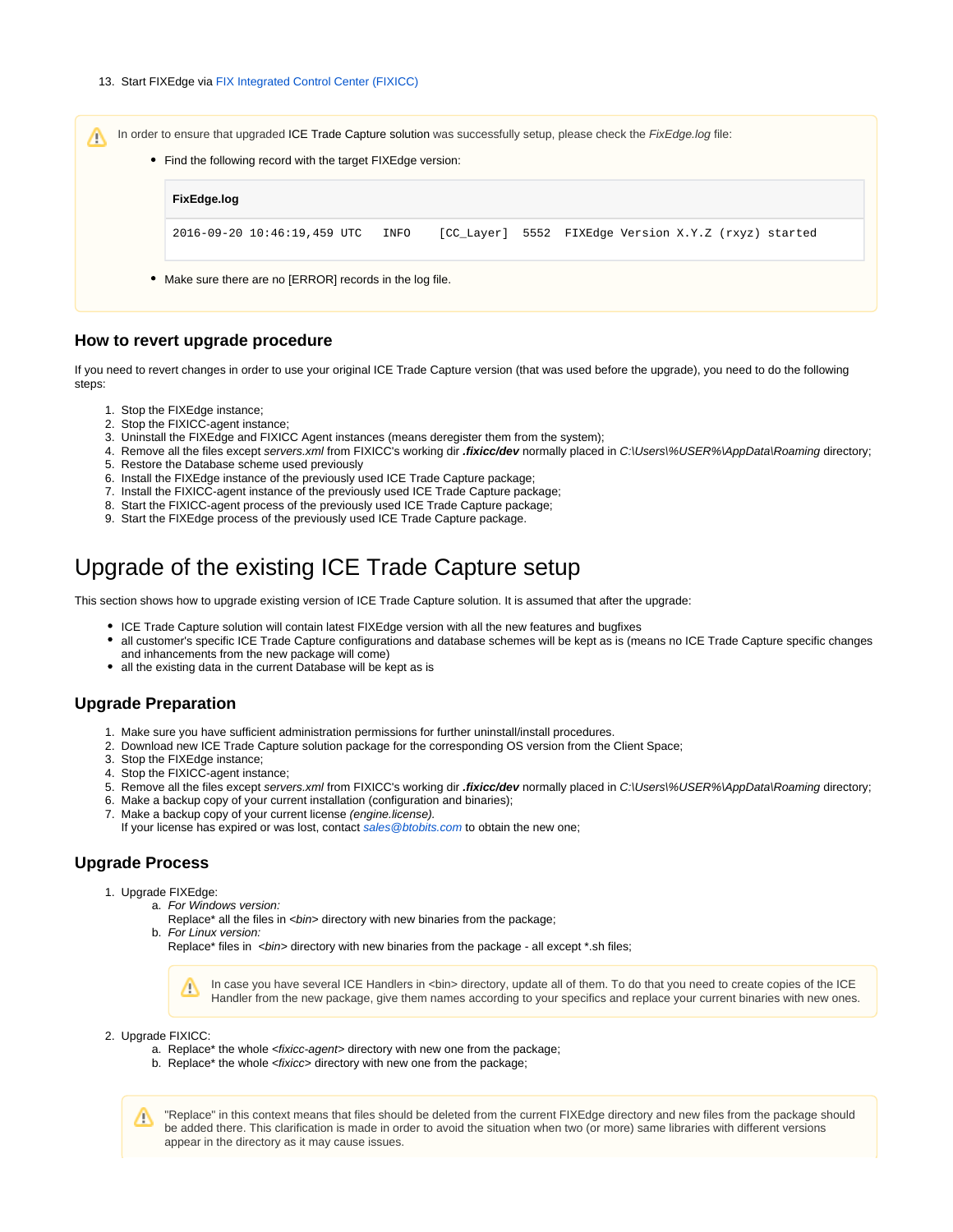13. Start FIXEdge via FIX Integrated Control Center (FIXICC)

> ⚠ In order to ensure that upgraded ICE Trade Capture solution was successfully setup, please check the *FixEdge.log* file:
>
> - Find the following record with the target FIXEdge version:
>
> **FixEdge.log**
>
> ```
> 2016-09-20 10:46:19,459 UTC   INFO    [CC_Layer]  5552  FIXEdge Version X.Y.Z (rxyz) started
> ```
>
> - Make sure there are no [ERROR] records in the log file.

### How to revert upgrade procedure

If you need to revert changes in order to use your original ICE Trade Capture version (that was used before the upgrade), you need to do the following steps:

1. Stop the FIXEdge instance;
2. Stop the FIXICC-agent instance;
3. Uninstall the FIXEdge and FIXICC Agent instances (means deregister them from the system);
4. Remove all the files except *servers.xml* from FIXICC's working dir ***.fixicc/dev*** normally placed in *C:\Users\%USER%\AppData\Roaming* directory;
5. Restore the Database scheme used previously
6. Install the FIXEdge instance of the previously used ICE Trade Capture package;
7. Install the FIXICC-agent instance of the previously used ICE Trade Capture package;
8. Start the FIXICC-agent process of the previously used ICE Trade Capture package;
9. Start the FIXEdge process of the previously used ICE Trade Capture package.

# Upgrade of the existing ICE Trade Capture setup

This section shows how to upgrade existing version of ICE Trade Capture solution. It is assumed that after the upgrade:

- ICE Trade Capture solution will contain latest FIXEdge version with all the new features and bugfixes
- all customer's specific ICE Trade Capture configurations and database schemes will be kept as is (means no ICE Trade Capture specific changes and inhancements from the new package will come)
- all the existing data in the current Database will be kept as is

### Upgrade Preparation

1. Make sure you have sufficient administration permissions for further uninstall/install procedures.
2. Download new ICE Trade Capture solution package for the corresponding OS version from the Client Space;
3. Stop the FIXEdge instance;
4. Stop the FIXICC-agent instance;
5. Remove all the files except *servers.xml* from FIXICC's working dir ***.fixicc/dev*** normally placed in *C:\Users\%USER%\AppData\Roaming* directory;
6. Make a backup copy of your current installation (configuration and binaries);
7. Make a backup copy of your current license *(engine.license).*
   If your license has expired or was lost, contact *sales@btobits.com* to obtain the new one;

### Upgrade Process

1. Upgrade FIXEdge:
   a. *For Windows version:*
      Replace* all the files in <*bin*> directory with new binaries from the package;
   b. *For Linux version:*
      Replace* files in <*bin*> directory with new binaries from the package - all except *.sh files;

   > ⚠ In case you have several ICE Handlers in <bin> directory, update all of them. To do that you need to create copies of the ICE Handler from the new package, give them names according to your specifics and replace your current binaries with new ones.

2. Upgrade FIXICC:
   a. Replace* the whole <*fixicc-agent*> directory with new one from the package;
   b. Replace* the whole <*fixicc*> directory with new one from the package;

> ⚠ "Replace" in this context means that files should be deleted from the current FIXEdge directory and new files from the package should be added there. This clarification is made in order to avoid the situation when two (or more) same libraries with different versions appear in the directory as it may cause issues.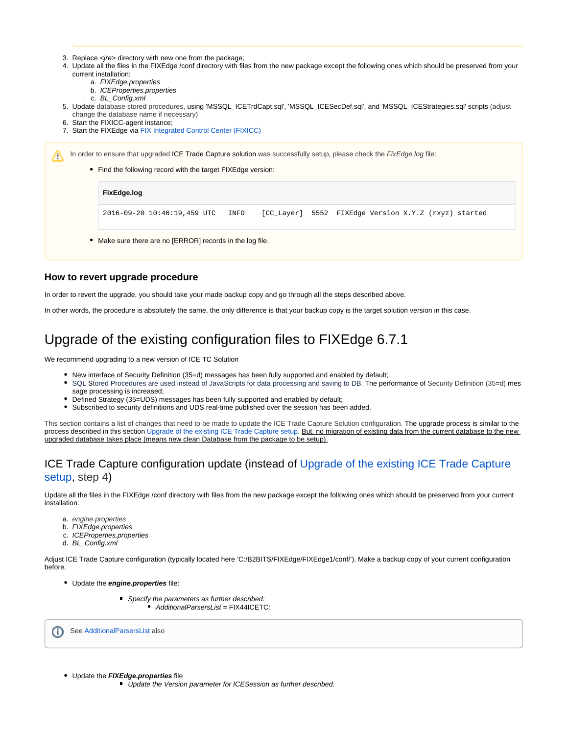3. Replace *<jre>* directory with new one from the package;
4. Update all the files in the FIXEdge /conf directory with files from the new package except the following ones which should be preserved from your current installation:
   a. *FIXEdge.properties*
   b. *ICEProperties.properties*
   c. *BL_Config.xml*
5. Update database stored procedures, using 'MSSQL_ICETrdCapt.sql', 'MSSQL_ICESecDef.sql', and 'MSSQL_ICEStrategies.sql' scripts (adjust change the database name if necessary)
6. Start the FIXICC-agent instance;
7. Start the FIXEdge via FIX Integrated Control Center (FIXICC)

> In order to ensure that upgraded ICE Trade Capture solution was successfully setup, please check the *FixEdge.log* file:
>
> - Find the following record with the target FIXEdge version:
>
> **FixEdge.log**
>
> ```
> 2016-09-20 10:46:19,459 UTC   INFO    [CC_Layer]  5552  FIXEdge Version X.Y.Z (rxyz) started
> ```
>
> - Make sure there are no [ERROR] records in the log file.

### How to revert upgrade procedure

In order to revert the upgrade, you should take your made backup copy and go through all the steps described above.

In other words, the procedure is absolutely the same, the only difference is that your backup copy is the target solution version in this case.

# Upgrade of the existing configuration files to FIXEdge 6.7.1

We recommend upgrading to a new version of ICE TC Solution

- New interface of Security Definition (35=d) messages has been fully supported and enabled by default;
- SQL Stored Procedures are used instead of JavaScripts for data processing and saving to DB. The performance of Security Definition (35=d) message processing is increased;
- Defined Strategy (35=UDS) messages has been fully supported and enabled by default;
- Subscribed to security definitions and UDS real-time published over the session has been added.

This section contains a list of changes that need to be made to update the ICE Trade Capture Solution configuration. The upgrade process is similar to the process described in this section Upgrade of the existing ICE Trade Capture setup. <u>But, no migration of existing data from the current database to the new upgraded database takes place (means new clean Database from the package to be setup).</u>

## ICE Trade Capture configuration update (instead of Upgrade of the existing ICE Trade Capture setup, step 4)

Update all the files in the FIXEdge /conf directory with files from the new package except the following ones which should be preserved from your current installation:

a. *engine.properties*
b. *FIXEdge.properties*
c. *ICEProperties.properties*
d. *BL_Config.xml*

Adjust ICE Trade Capture configuration (typically located here 'C:/B2BITS/FIXEdge/FIXEdge1/conf/'). Make a backup copy of your current configuration before.

- Update the ***engine.properties*** file:
  - *Specify the parameters as further described:*
    - *AdditionalParsersList* = FIX44ICETC*;*

> See AdditionalParsersList also

- Update the ***FIXEdge.properties*** file
  - *Update the Version parameter for ICESession as further described:*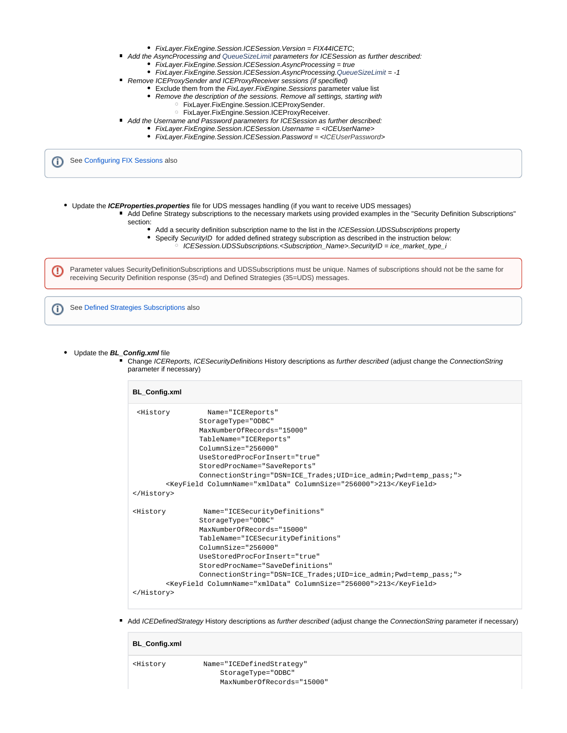- *FixLayer.FixEngine.Session.ICESession.Version = FIX44ICETC*;
    - *Add the AsyncProcessing and QueueSizeLimit parameters for ICESession as further described:*
        - *FixLayer.FixEngine.Session.ICESession.AsyncProcessing = true*
        - *FixLayer.FixEngine.Session.ICESession.AsyncProcessing.QueueSizeLimit = -1*
    - *Remove ICEProxySender and ICEProxyReceiver sessions (if specified)*
        - Exclude them from the *FixLayer.FixEngine.Sessions* parameter value list
        - *Remove the description of the sessions. Remove all settings, starting with*
            - FixLayer.FixEngine.Session.ICEProxySender.
            - FixLayer.FixEngine.Session.ICEProxyReceiver.
    - *Add the Username and Password parameters for ICESession as further described:*
        - *FixLayer.FixEngine.Session.ICESession.Username = <ICEUserName>*
        - *FixLayer.FixEngine.Session.ICESession.Password = <ICEUserPassword>*

> ⓘ See Configuring FIX Sessions also

- Update the ***ICEProperties.properties*** file for UDS messages handling (if you want to receive UDS messages)
    - Add Define Strategy subscriptions to the necessary markets using provided examples in the "Security Definition Subscriptions" section:
        - Add a security definition subscription name to the list in the *ICESession.UDSSubscriptions* property
        - Specify *SecurityID* for added defined strategy subscription as described in the instruction below:
            - *ICESession.UDSSubscriptions.<Subscription_Name>.SecurityID = ice_market_type_i*

> ⓘ Parameter values SecurityDefinitionSubscriptions and UDSSubscriptions must be unique. Names of subscriptions should not be the same for receiving Security Definition response (35=d) and Defined Strategies (35=UDS) messages.

> ⓘ See Defined Strategies Subscriptions also

- Update the ***BL_Config.xml*** file
    - Change *ICEReports, ICESecurityDefinitions* History descriptions as *further described* (adjust change the *ConnectionString* parameter if necessary)

**BL_Config.xml**

```
 <History         Name="ICEReports"
               StorageType="ODBC"
               MaxNumberOfRecords="15000"
               TableName="ICEReports"
               ColumnSize="256000"
               UseStoredProcForInsert="true"
               StoredProcName="SaveReports"
               ConnectionString="DSN=ICE_Trades;UID=ice_admin;Pwd=temp_pass;">
        <KeyField ColumnName="xmlData" ColumnSize="256000">213</KeyField>
</History>

<History         Name="ICESecurityDefinitions"
               StorageType="ODBC"
               MaxNumberOfRecords="15000"
               TableName="ICESecurityDefinitions"
               ColumnSize="256000"
               UseStoredProcForInsert="true"
               StoredProcName="SaveDefinitions"
               ConnectionString="DSN=ICE_Trades;UID=ice_admin;Pwd=temp_pass;">
        <KeyField ColumnName="xmlData" ColumnSize="256000">213</KeyField>
</History>
```

    - Add *ICEDefinedStrategy* History descriptions as *further described* (adjust change the *ConnectionString* parameter if necessary)

**BL_Config.xml**

```
<History         Name="ICEDefinedStrategy"
                    StorageType="ODBC"
                    MaxNumberOfRecords="15000"
```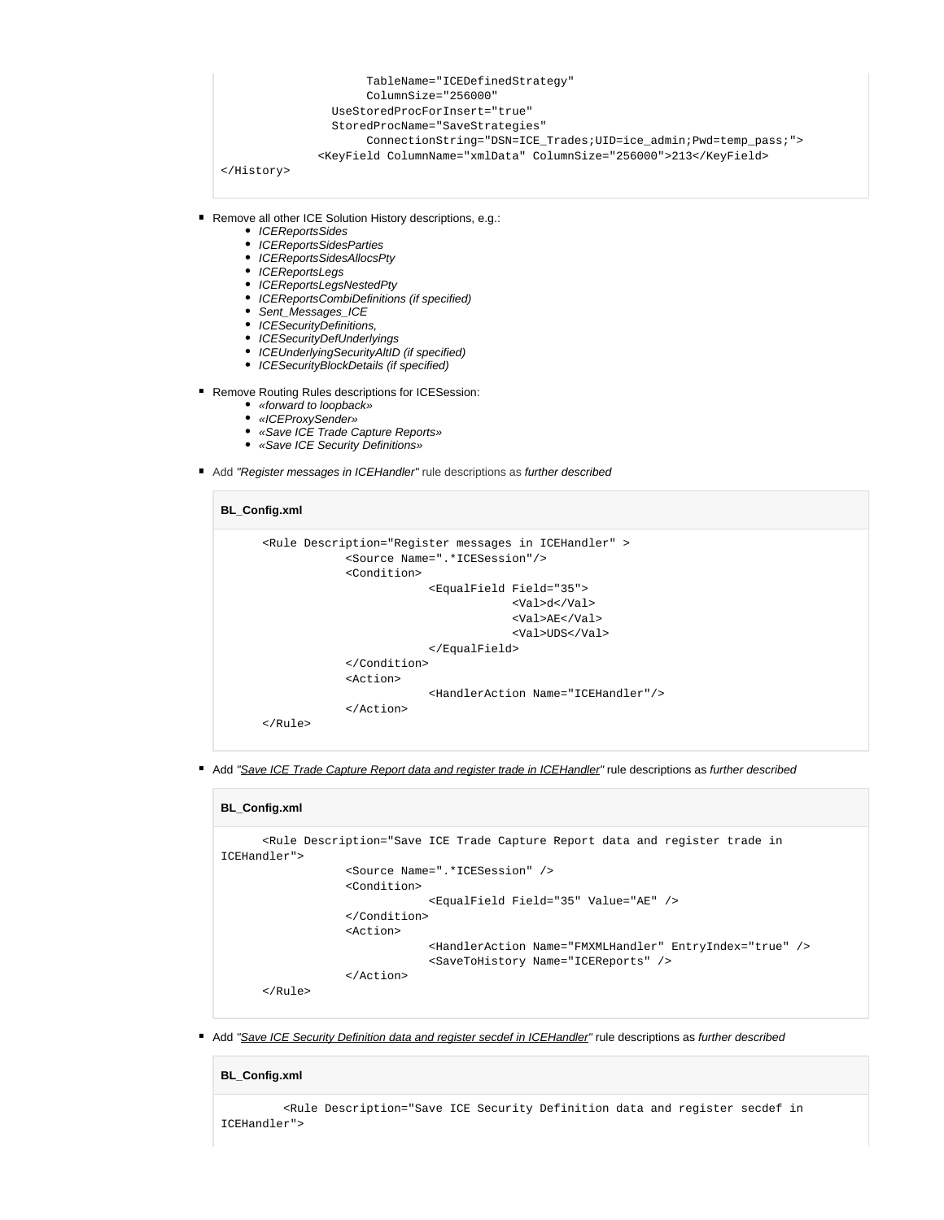```
                    TableName="ICEDefinedStrategy"
                    ColumnSize="256000"
               UseStoredProcForInsert="true"
               StoredProcName="SaveStrategies"
                    ConnectionString="DSN=ICE_Trades;UID=ice_admin;Pwd=temp_pass;">
             <KeyField ColumnName="xmlData" ColumnSize="256000">213</KeyField>
</History>
```

- Remove all other ICE Solution History descriptions, e.g.:
  - *ICEReportsSides*
  - *ICEReportsSidesParties*
  - *ICEReportsSidesAllocsPty*
  - *ICEReportsLegs*
  - *ICEReportsLegsNestedPty*
  - *ICEReportsCombiDefinitions (if specified)*
  - *Sent_Messages_ICE*
  - *ICESecurityDefinitions,*
  - *ICESecurityDefUnderlyings*
  - *ICEUnderlyingSecurityAltID (if specified)*
  - *ICESecurityBlockDetails (if specified)*

- Remove Routing Rules descriptions for ICESession:
  - *«forward to loopback»*
  - *«ICEProxySender»*
  - *«Save ICE Trade Capture Reports»*
  - *«Save ICE Security Definitions»*

- Add *"Register messages in ICEHandler"* rule descriptions as *further described*

**BL_Config.xml**

```
      <Rule Description="Register messages in ICEHandler" >
                <Source Name=".*ICESession"/>
                <Condition>
                           <EqualField Field="35">
                                      <Val>d</Val>
                                      <Val>AE</Val>
                                      <Val>UDS</Val>
                           </EqualField>
                </Condition>
                <Action>
                           <HandlerAction Name="ICEHandler"/>
                </Action>
      </Rule>
```

- Add *"Save ICE Trade Capture Report data and register trade in ICEHandler"* rule descriptions as *further described*

**BL_Config.xml**

```
      <Rule Description="Save ICE Trade Capture Report data and register trade in
ICEHandler">
                <Source Name=".*ICESession" />
                <Condition>
                           <EqualField Field="35" Value="AE" />
                </Condition>
                <Action>
                           <HandlerAction Name="FMXMLHandler" EntryIndex="true" />
                           <SaveToHistory Name="ICEReports" />
                </Action>
      </Rule>
```

- Add *"Save ICE Security Definition data and register secdef in ICEHandler"* rule descriptions as *further described*

**BL_Config.xml**

```
         <Rule Description="Save ICE Security Definition data and register secdef in
ICEHandler">
```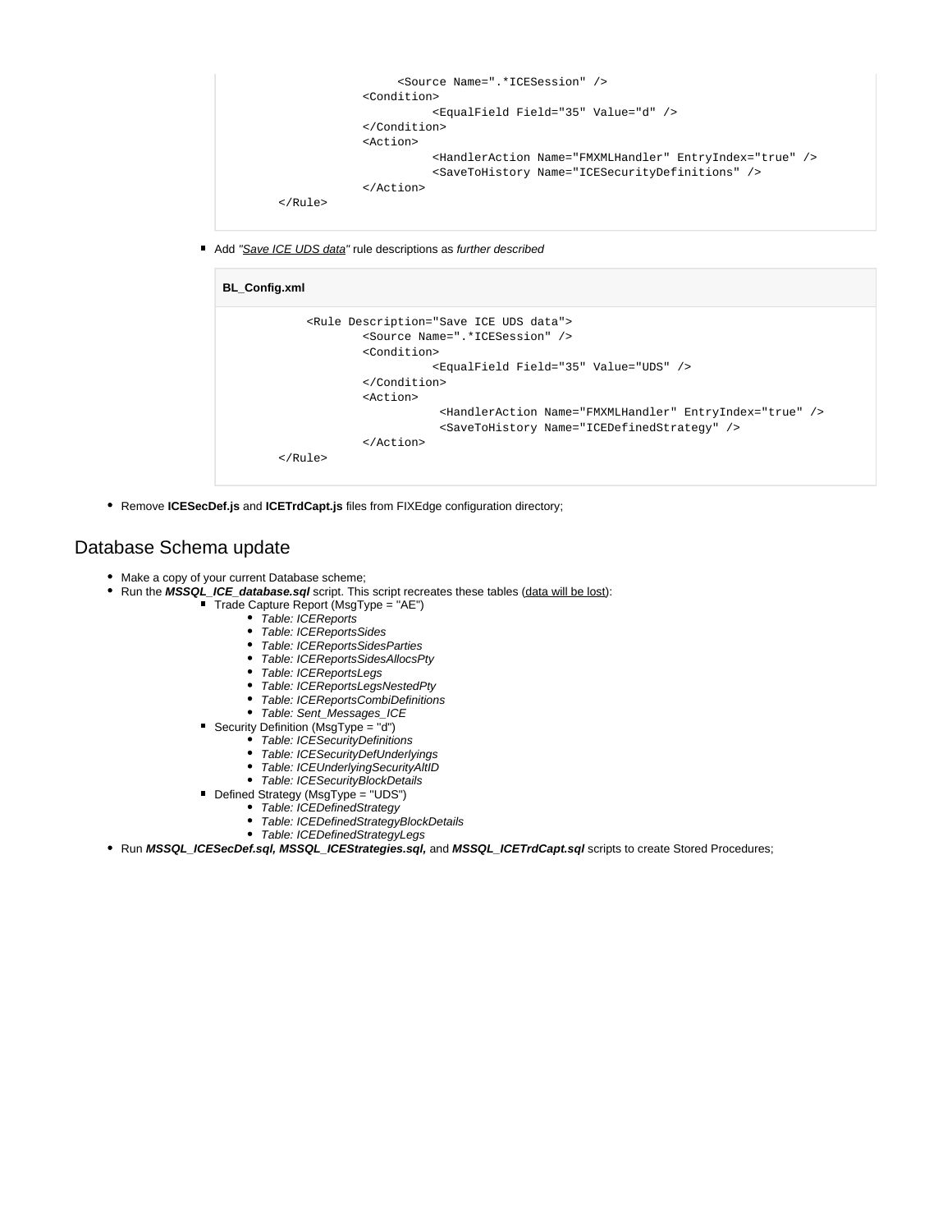```
                <Source Name=".*ICESession" />
            <Condition>
                    <EqualField Field="35" Value="d" />
            </Condition>
            <Action>
                    <HandlerAction Name="FMXMLHandler" EntryIndex="true" />
                    <SaveToHistory Name="ICESecurityDefinitions" />
            </Action>
    </Rule>
```

- Add *"Save ICE UDS data"* rule descriptions as *further described*

**BL_Config.xml**

```
        <Rule Description="Save ICE UDS data">
            <Source Name=".*ICESession" />
            <Condition>
                    <EqualField Field="35" Value="UDS" />
            </Condition>
            <Action>
                     <HandlerAction Name="FMXMLHandler" EntryIndex="true" />
                     <SaveToHistory Name="ICEDefinedStrategy" />
            </Action>
    </Rule>
```

- Remove **ICESecDef.js** and **ICETrdCapt.js** files from FIXEdge configuration directory;

## Database Schema update

- Make a copy of your current Database scheme;
- Run the ***MSSQL_ICE_database.sql*** script. This script recreates these tables (data will be lost):
  - Trade Capture Report (MsgType = "AE")
    - *Table: ICEReports*
    - *Table: ICEReportsSides*
    - *Table: ICEReportsSidesParties*
    - *Table: ICEReportsSidesAllocsPty*
    - *Table: ICEReportsLegs*
    - *Table: ICEReportsLegsNestedPty*
    - *Table: ICEReportsCombiDefinitions*
    - *Table: Sent_Messages_ICE*
  - Security Definition (MsgType = "d")
    - *Table: ICESecurityDefinitions*
    - *Table: ICESecurityDefUnderlyings*
    - *Table: ICEUnderlyingSecurityAltID*
    - *Table: ICESecurityBlockDetails*
  - Defined Strategy (MsgType = "UDS")
    - *Table: ICEDefinedStrategy*
    - *Table: ICEDefinedStrategyBlockDetails*
    - *Table: ICEDefinedStrategyLegs*
- Run ***MSSQL_ICESecDef.sql, MSSQL_ICEStrategies.sql,*** and ***MSSQL_ICETrdCapt.sql*** scripts to create Stored Procedures;